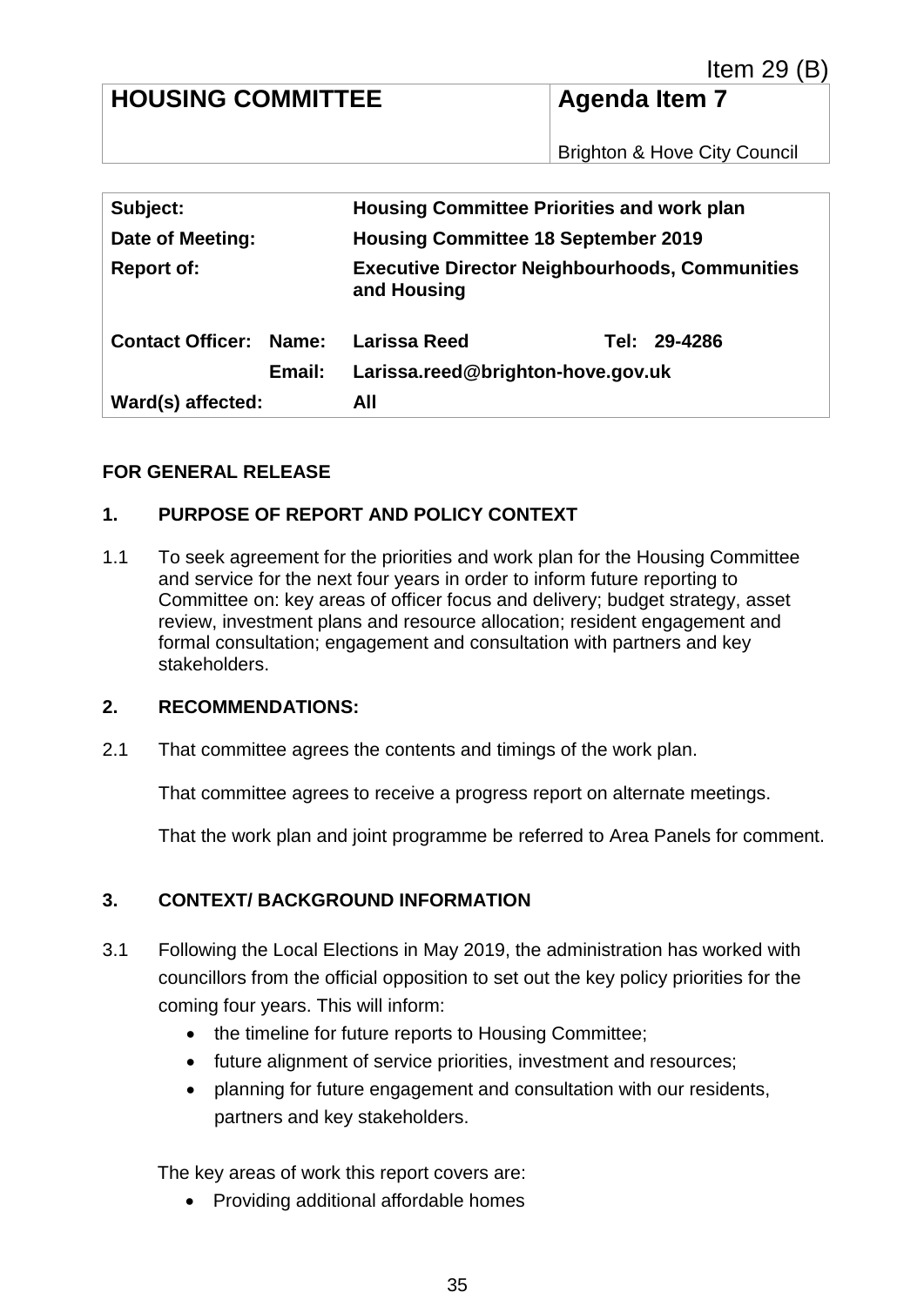Item 29 (B)

| HOUSING COMMITTEE | Agenda Item 7 |
|---|---|
| | Brighton & Hove City Council |

| | | | |
|---|---|---|---|
| **Subject:** | | **Housing Committee Priorities and work plan** | |
| **Date of Meeting:** | | **Housing Committee 18 September 2019** | |
| **Report of:** | | **Executive Director Neighbourhoods, Communities and Housing** | |
| **Contact Officer:** | **Name:** | **Larissa Reed** | **Tel: 29-4286** |
| | **Email:** | **Larissa.reed@brighton-hove.gov.uk** | |
| **Ward(s) affected:** | | **All** | |

**FOR GENERAL RELEASE**

## 1. PURPOSE OF REPORT AND POLICY CONTEXT

1.1 To seek agreement for the priorities and work plan for the Housing Committee and service for the next four years in order to inform future reporting to Committee on: key areas of officer focus and delivery; budget strategy, asset review, investment plans and resource allocation; resident engagement and formal consultation; engagement and consultation with partners and key stakeholders.

## 2. RECOMMENDATIONS:

2.1 That committee agrees the contents and timings of the work plan.

That committee agrees to receive a progress report on alternate meetings.

That the work plan and joint programme be referred to Area Panels for comment.

## 3. CONTEXT/ BACKGROUND INFORMATION

3.1 Following the Local Elections in May 2019, the administration has worked with councillors from the official opposition to set out the key policy priorities for the coming four years. This will inform:

- the timeline for future reports to Housing Committee;
- future alignment of service priorities, investment and resources;
- planning for future engagement and consultation with our residents, partners and key stakeholders.

The key areas of work this report covers are:

- Providing additional affordable homes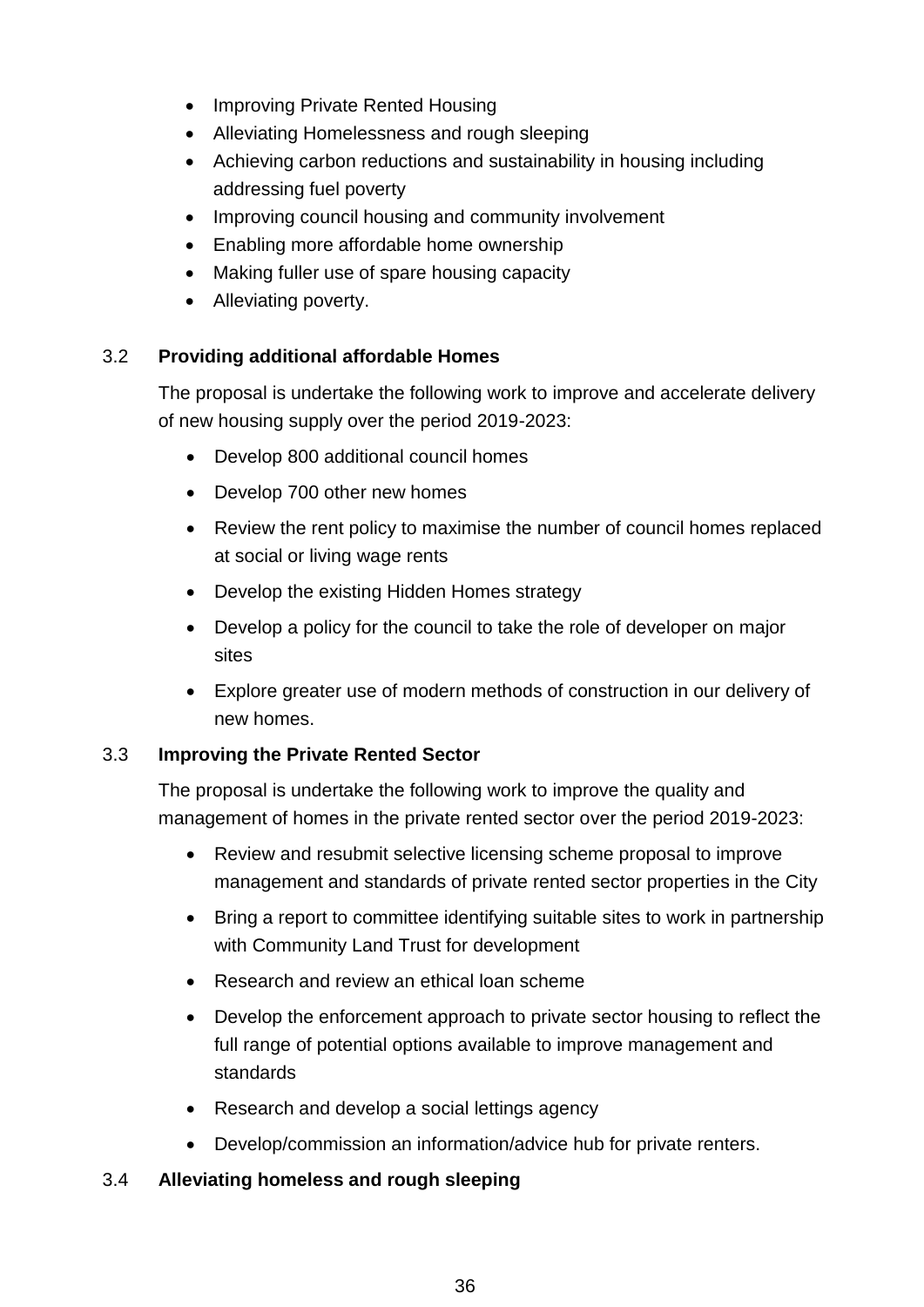- Improving Private Rented Housing
- Alleviating Homelessness and rough sleeping
- Achieving carbon reductions and sustainability in housing including addressing fuel poverty
- Improving council housing and community involvement
- Enabling more affordable home ownership
- Making fuller use of spare housing capacity
- Alleviating poverty.

3.2 **Providing additional affordable Homes**

The proposal is undertake the following work to improve and accelerate delivery of new housing supply over the period 2019-2023:

- Develop 800 additional council homes
- Develop 700 other new homes
- Review the rent policy to maximise the number of council homes replaced at social or living wage rents
- Develop the existing Hidden Homes strategy
- Develop a policy for the council to take the role of developer on major sites
- Explore greater use of modern methods of construction in our delivery of new homes.

3.3 **Improving the Private Rented Sector**

The proposal is undertake the following work to improve the quality and management of homes in the private rented sector over the period 2019-2023:

- Review and resubmit selective licensing scheme proposal to improve management and standards of private rented sector properties in the City
- Bring a report to committee identifying suitable sites to work in partnership with Community Land Trust for development
- Research and review an ethical loan scheme
- Develop the enforcement approach to private sector housing to reflect the full range of potential options available to improve management and standards
- Research and develop a social lettings agency
- Develop/commission an information/advice hub for private renters.

3.4 **Alleviating homeless and rough sleeping**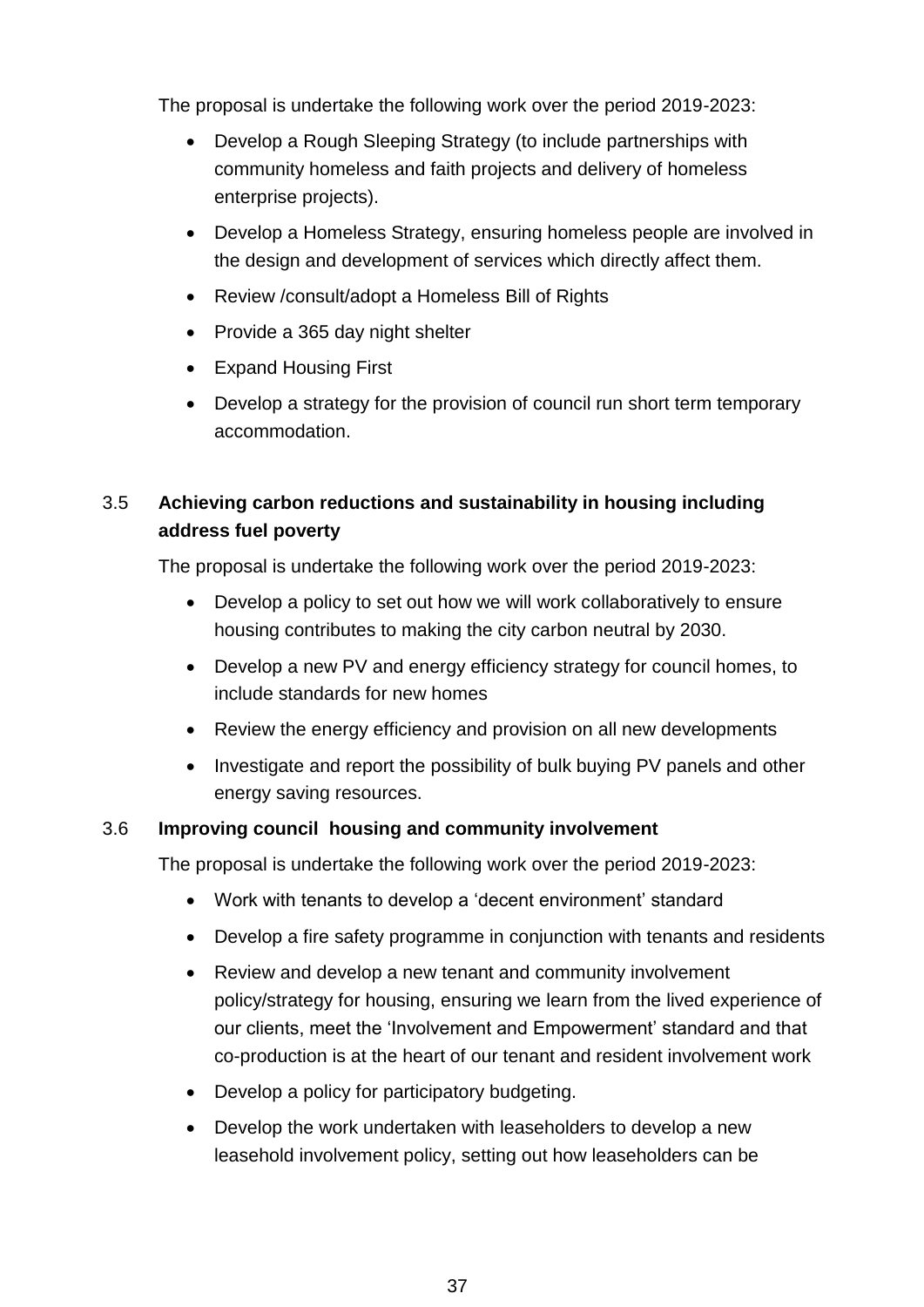The proposal is undertake the following work over the period 2019-2023:

- Develop a Rough Sleeping Strategy (to include partnerships with community homeless and faith projects and delivery of homeless enterprise projects).
- Develop a Homeless Strategy, ensuring homeless people are involved in the design and development of services which directly affect them.
- Review /consult/adopt a Homeless Bill of Rights
- Provide a 365 day night shelter
- Expand Housing First
- Develop a strategy for the provision of council run short term temporary accommodation.

### 3.5 Achieving carbon reductions and sustainability in housing including address fuel poverty

The proposal is undertake the following work over the period 2019-2023:

- Develop a policy to set out how we will work collaboratively to ensure housing contributes to making the city carbon neutral by 2030.
- Develop a new PV and energy efficiency strategy for council homes, to include standards for new homes
- Review the energy efficiency and provision on all new developments
- Investigate and report the possibility of bulk buying PV panels and other energy saving resources.

### 3.6 Improving council housing and community involvement

The proposal is undertake the following work over the period 2019-2023:

- Work with tenants to develop a 'decent environment' standard
- Develop a fire safety programme in conjunction with tenants and residents
- Review and develop a new tenant and community involvement policy/strategy for housing, ensuring we learn from the lived experience of our clients, meet the 'Involvement and Empowerment' standard and that co-production is at the heart of our tenant and resident involvement work
- Develop a policy for participatory budgeting.
- Develop the work undertaken with leaseholders to develop a new leasehold involvement policy, setting out how leaseholders can be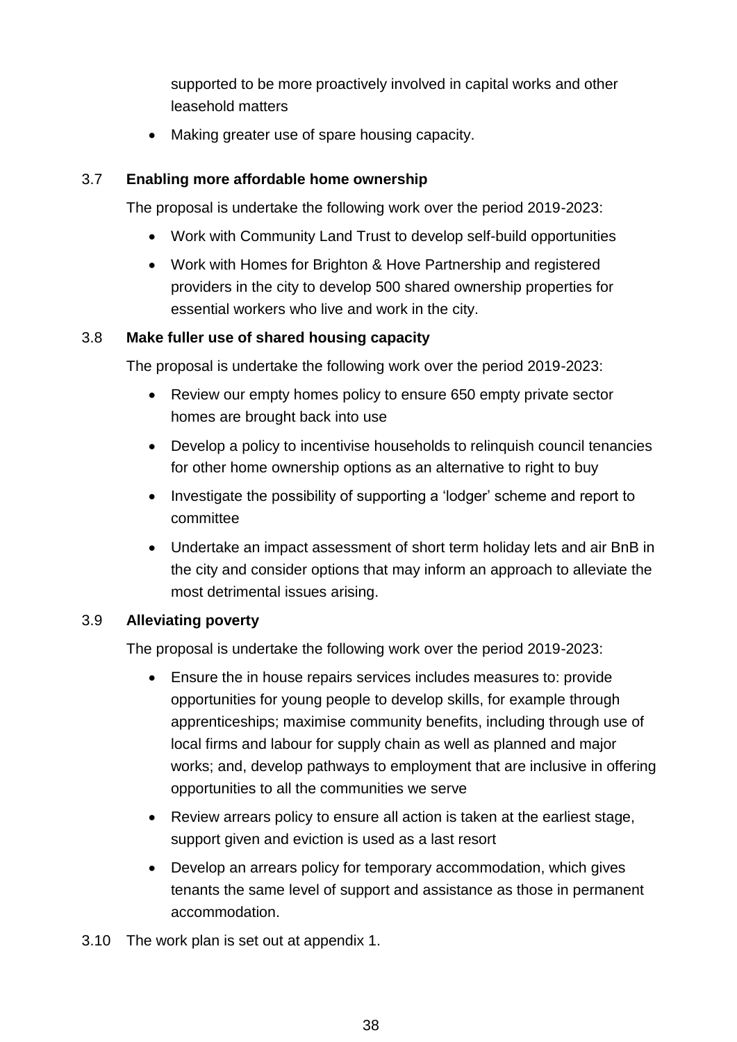supported to be more proactively involved in capital works and other leasehold matters

- Making greater use of spare housing capacity.

3.7 **Enabling more affordable home ownership**

The proposal is undertake the following work over the period 2019-2023:

- Work with Community Land Trust to develop self-build opportunities
- Work with Homes for Brighton & Hove Partnership and registered providers in the city to develop 500 shared ownership properties for essential workers who live and work in the city.

3.8 **Make fuller use of shared housing capacity**

The proposal is undertake the following work over the period 2019-2023:

- Review our empty homes policy to ensure 650 empty private sector homes are brought back into use
- Develop a policy to incentivise households to relinquish council tenancies for other home ownership options as an alternative to right to buy
- Investigate the possibility of supporting a 'lodger' scheme and report to committee
- Undertake an impact assessment of short term holiday lets and air BnB in the city and consider options that may inform an approach to alleviate the most detrimental issues arising.

3.9 **Alleviating poverty**

The proposal is undertake the following work over the period 2019-2023:

- Ensure the in house repairs services includes measures to: provide opportunities for young people to develop skills, for example through apprenticeships; maximise community benefits, including through use of local firms and labour for supply chain as well as planned and major works; and, develop pathways to employment that are inclusive in offering opportunities to all the communities we serve
- Review arrears policy to ensure all action is taken at the earliest stage, support given and eviction is used as a last resort
- Develop an arrears policy for temporary accommodation, which gives tenants the same level of support and assistance as those in permanent accommodation.

3.10 The work plan is set out at appendix 1.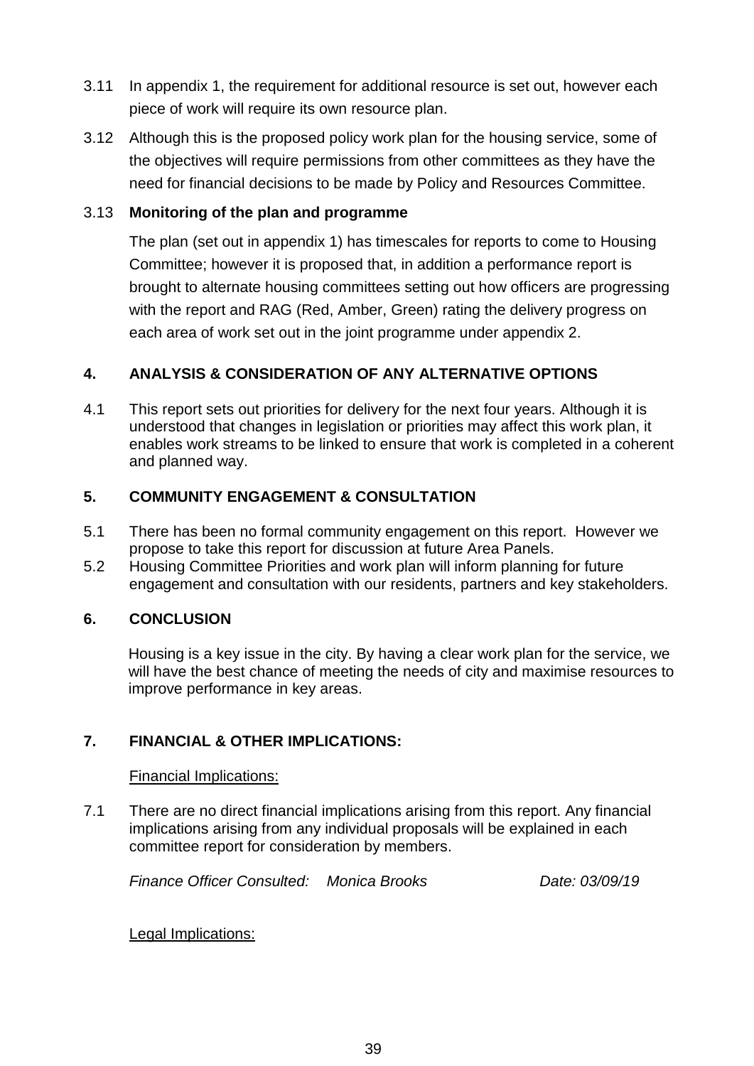3.11 In appendix 1, the requirement for additional resource is set out, however each piece of work will require its own resource plan.

3.12 Although this is the proposed policy work plan for the housing service, some of the objectives will require permissions from other committees as they have the need for financial decisions to be made by Policy and Resources Committee.

3.13 **Monitoring of the plan and programme**

The plan (set out in appendix 1) has timescales for reports to come to Housing Committee; however it is proposed that, in addition a performance report is brought to alternate housing committees setting out how officers are progressing with the report and RAG (Red, Amber, Green) rating the delivery progress on each area of work set out in the joint programme under appendix 2.

## 4. ANALYSIS & CONSIDERATION OF ANY ALTERNATIVE OPTIONS

4.1 This report sets out priorities for delivery for the next four years. Although it is understood that changes in legislation or priorities may affect this work plan, it enables work streams to be linked to ensure that work is completed in a coherent and planned way.

## 5. COMMUNITY ENGAGEMENT & CONSULTATION

5.1 There has been no formal community engagement on this report. However we propose to take this report for discussion at future Area Panels.

5.2 Housing Committee Priorities and work plan will inform planning for future engagement and consultation with our residents, partners and key stakeholders.

## 6. CONCLUSION

Housing is a key issue in the city. By having a clear work plan for the service, we will have the best chance of meeting the needs of city and maximise resources to improve performance in key areas.

## 7. FINANCIAL & OTHER IMPLICATIONS:

Financial Implications:

7.1 There are no direct financial implications arising from this report. Any financial implications arising from any individual proposals will be explained in each committee report for consideration by members.

*Finance Officer Consulted: Monica Brooks Date: 03/09/19*

Legal Implications: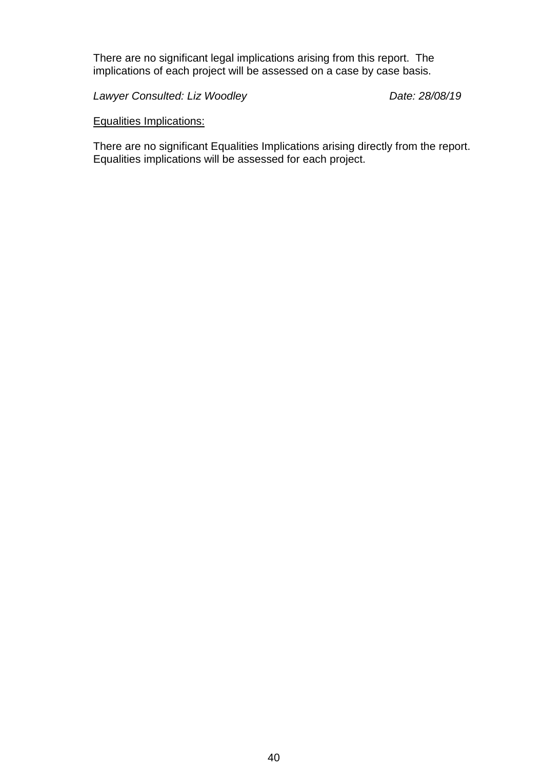There are no significant legal implications arising from this report. The implications of each project will be assessed on a case by case basis.

*Lawyer Consulted: Liz Woodley* *Date: 28/08/19*

Equalities Implications:

There are no significant Equalities Implications arising directly from the report. Equalities implications will be assessed for each project.